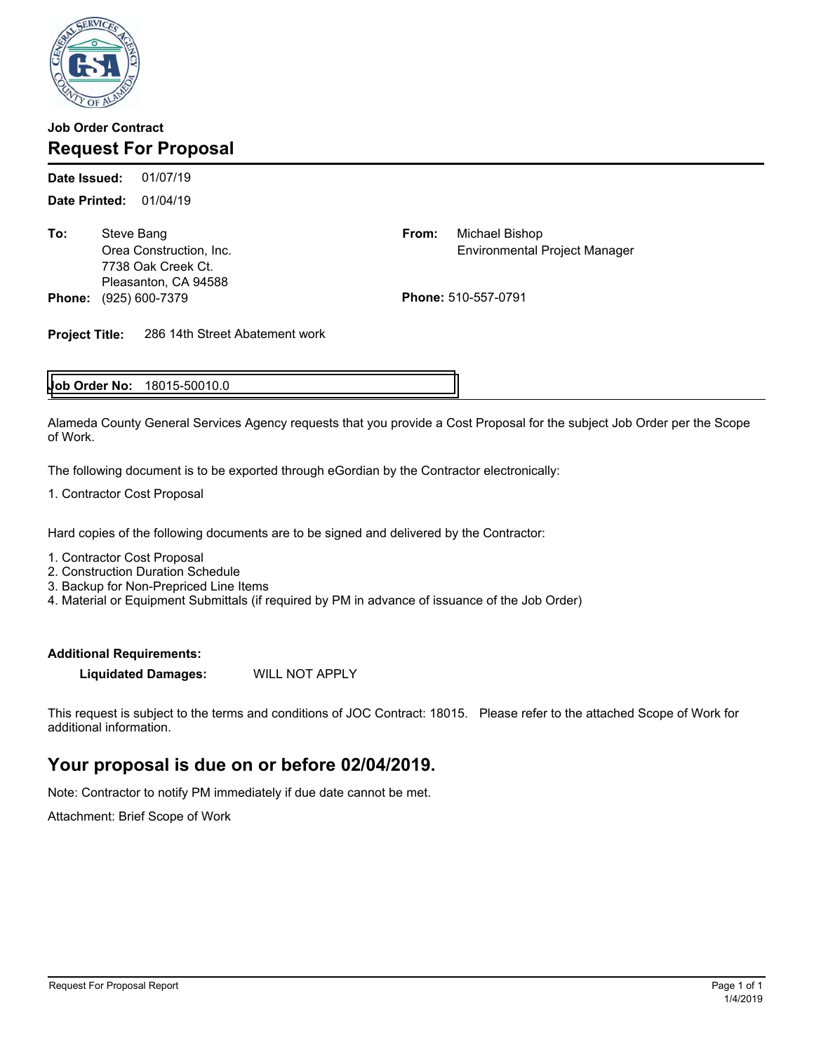**Job Order Contract**

# Request For Proposal

**Date Issued:** 01/07/19

**Date Printed:** 01/04/19

**To:** Steve Bang
Orea Construction, Inc.
7738 Oak Creek Ct.
Pleasanton, CA 94588
**Phone:** (925) 600-7379

**From:** Michael Bishop
Environmental Project Manager
**Phone:** 510-557-0791

**Project Title:** 286 14th Street Abatement work

**Job Order No:** 18015-50010.0

Alameda County General Services Agency requests that you provide a Cost Proposal for the subject Job Order per the Scope of Work.

The following document is to be exported through eGordian by the Contractor electronically:

1. Contractor Cost Proposal

Hard copies of the following documents are to be signed and delivered by the Contractor:

1. Contractor Cost Proposal
2. Construction Duration Schedule
3. Backup for Non-Prepriced Line Items
4. Material or Equipment Submittals (if required by PM in advance of issuance of the Job Order)

**Additional Requirements:**

**Liquidated Damages:** WILL NOT APPLY

This request is subject to the terms and conditions of JOC Contract: 18015. Please refer to the attached Scope of Work for additional information.

## Your proposal is due on or before 02/04/2019.

Note: Contractor to notify PM immediately if due date cannot be met.

Attachment: Brief Scope of Work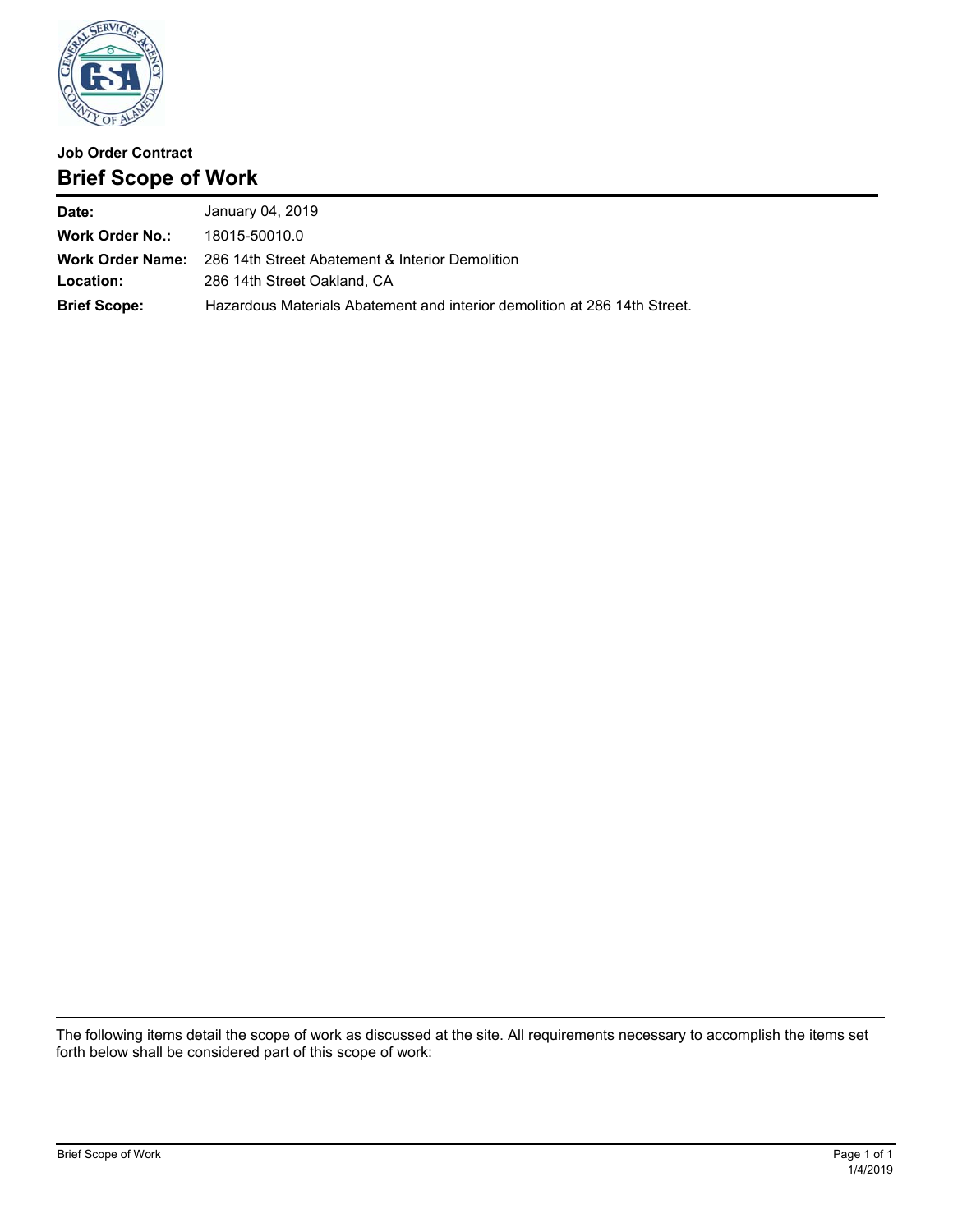**Job Order Contract**

# Brief Scope of Work

| | |
|---|---|
| **Date:** | January 04, 2019 |
| **Work Order No.:** | 18015-50010.0 |
| **Work Order Name:** | 286 14th Street Abatement & Interior Demolition |
| **Location:** | 286 14th Street Oakland, CA |
| **Brief Scope:** | Hazardous Materials Abatement and interior demolition at 286 14th Street. |

The following items detail the scope of work as discussed at the site. All requirements necessary to accomplish the items set forth below shall be considered part of this scope of work: